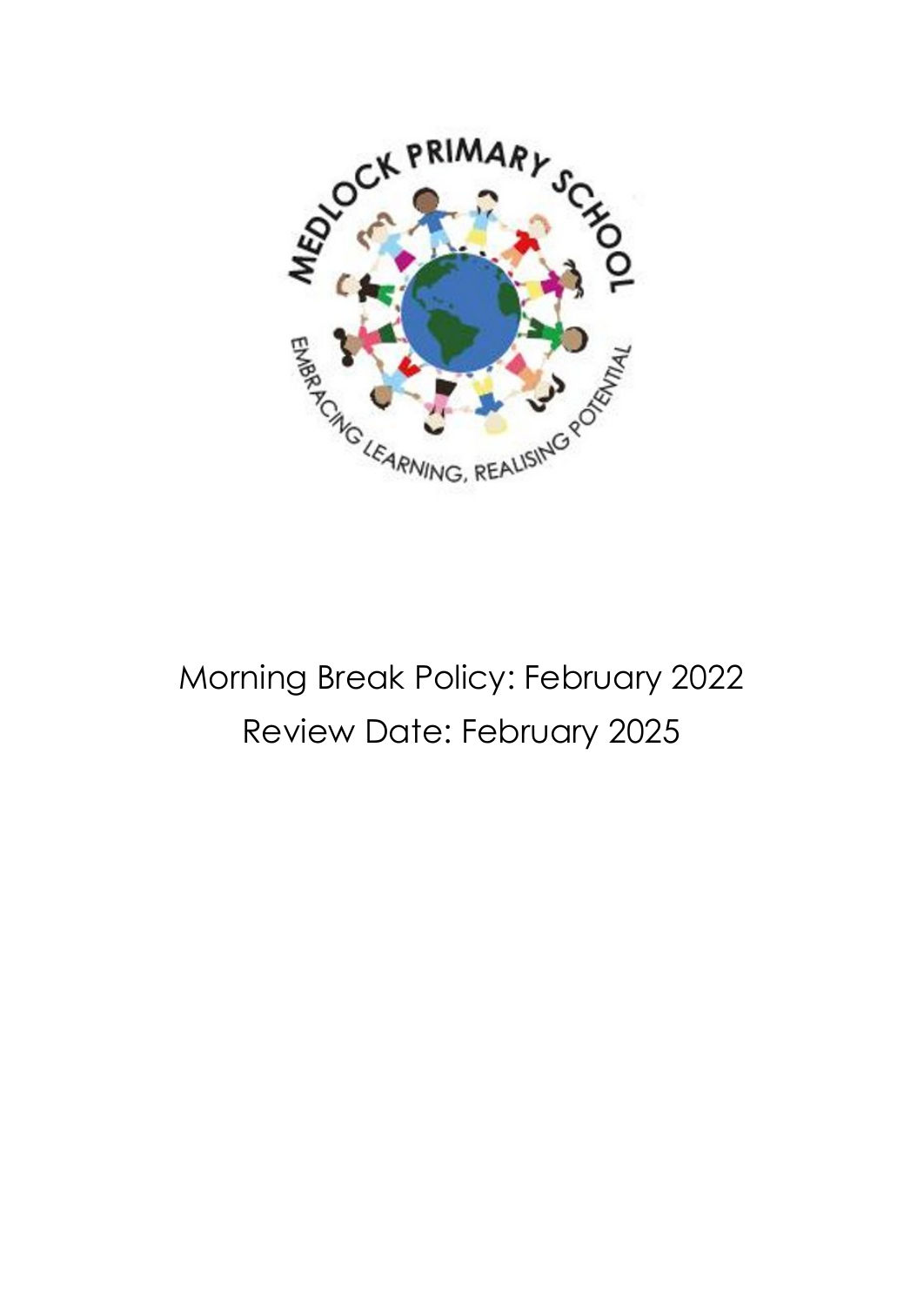Morning Break Policy: February 2022

Review Date: February 2025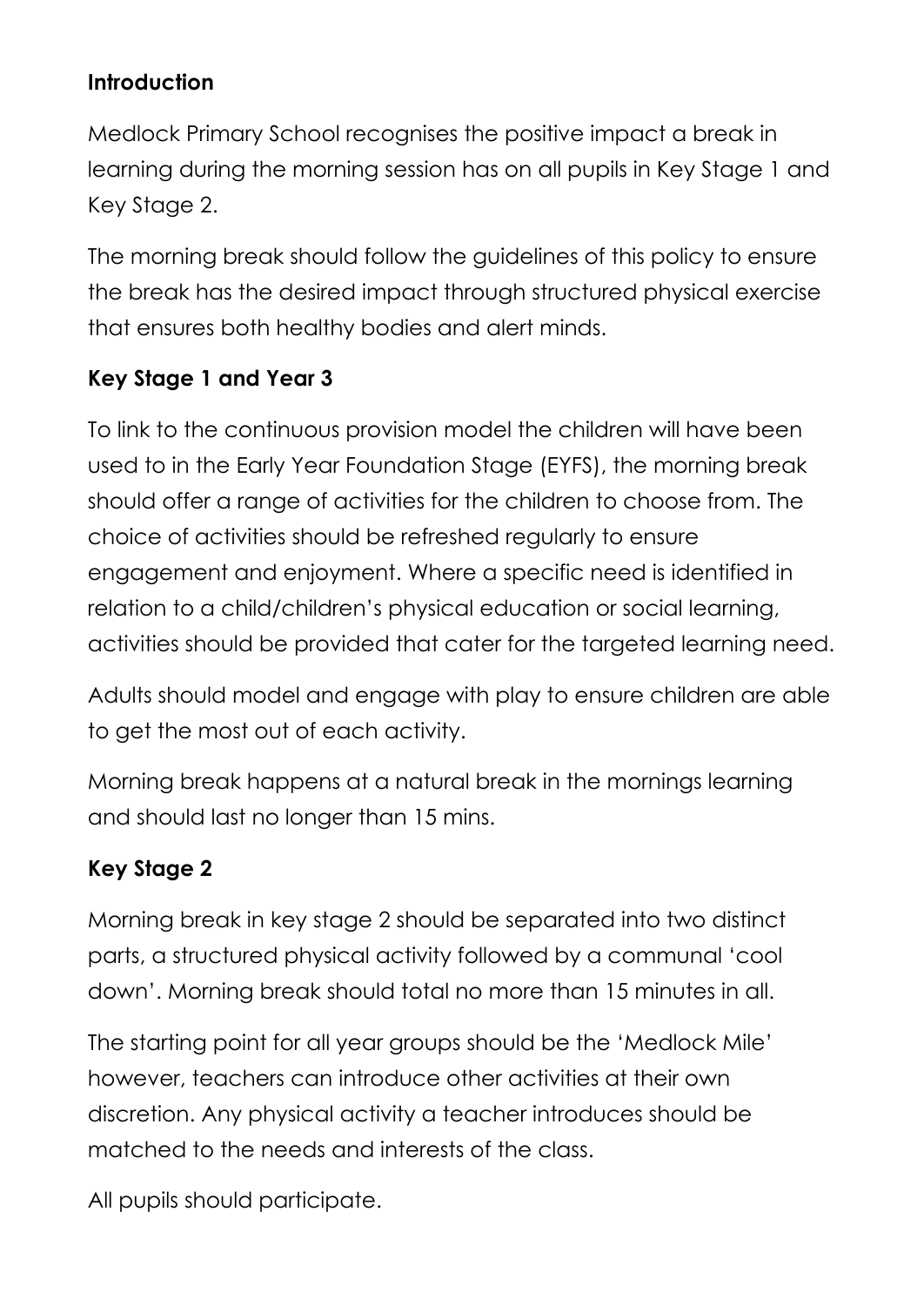**Introduction**

Medlock Primary School recognises the positive impact a break in learning during the morning session has on all pupils in Key Stage 1 and Key Stage 2.

The morning break should follow the guidelines of this policy to ensure the break has the desired impact through structured physical exercise that ensures both healthy bodies and alert minds.

**Key Stage 1 and Year 3**

To link to the continuous provision model the children will have been used to in the Early Year Foundation Stage (EYFS), the morning break should offer a range of activities for the children to choose from. The choice of activities should be refreshed regularly to ensure engagement and enjoyment. Where a specific need is identified in relation to a child/children's physical education or social learning, activities should be provided that cater for the targeted learning need.

Adults should model and engage with play to ensure children are able to get the most out of each activity.

Morning break happens at a natural break in the mornings learning and should last no longer than 15 mins.

**Key Stage 2**

Morning break in key stage 2 should be separated into two distinct parts, a structured physical activity followed by a communal 'cool down'. Morning break should total no more than 15 minutes in all.

The starting point for all year groups should be the 'Medlock Mile' however, teachers can introduce other activities at their own discretion. Any physical activity a teacher introduces should be matched to the needs and interests of the class.

All pupils should participate.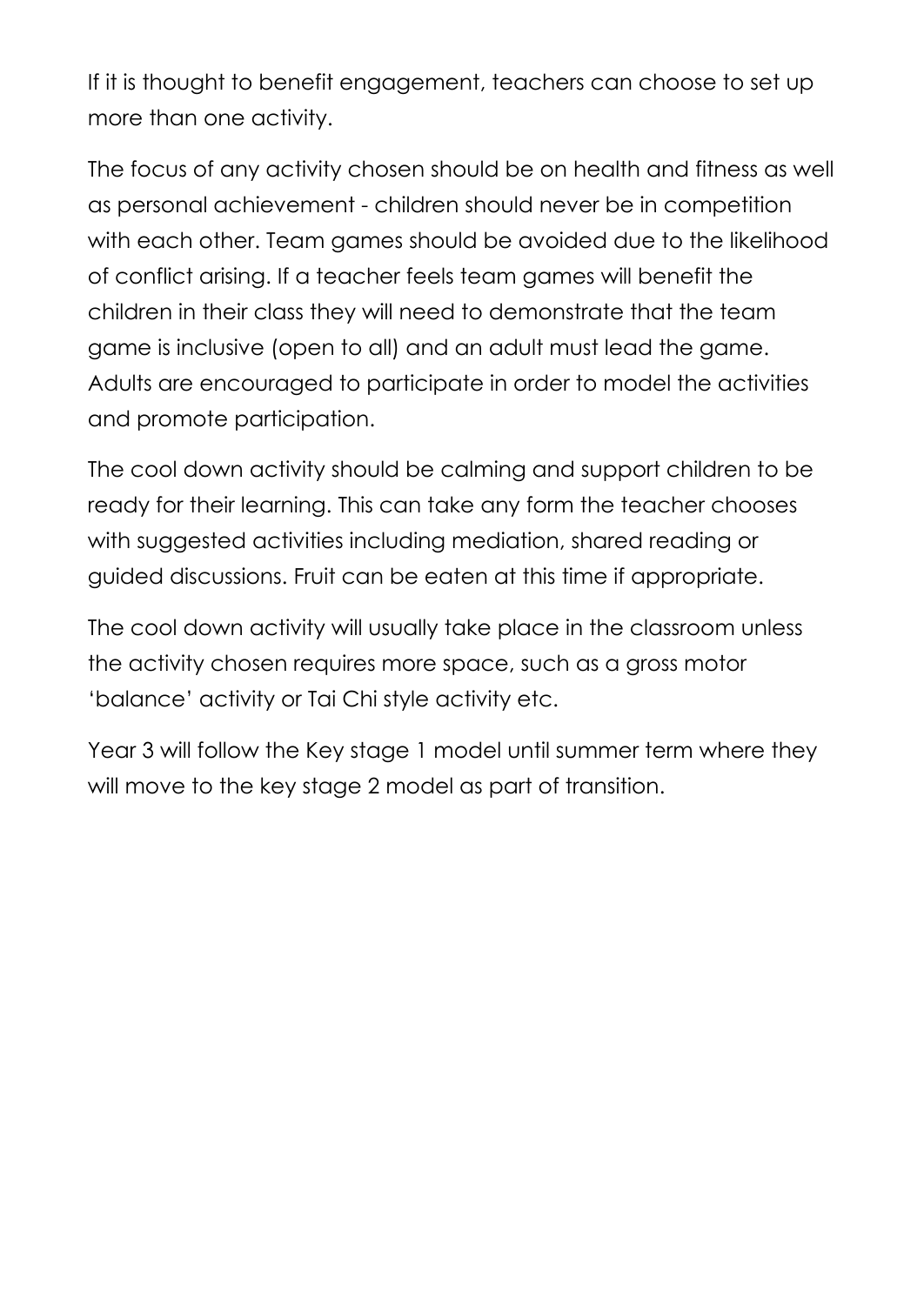If it is thought to benefit engagement, teachers can choose to set up more than one activity.

The focus of any activity chosen should be on health and fitness as well as personal achievement - children should never be in competition with each other. Team games should be avoided due to the likelihood of conflict arising. If a teacher feels team games will benefit the children in their class they will need to demonstrate that the team game is inclusive (open to all) and an adult must lead the game. Adults are encouraged to participate in order to model the activities and promote participation.

The cool down activity should be calming and support children to be ready for their learning. This can take any form the teacher chooses with suggested activities including mediation, shared reading or guided discussions. Fruit can be eaten at this time if appropriate.

The cool down activity will usually take place in the classroom unless the activity chosen requires more space, such as a gross motor 'balance' activity or Tai Chi style activity etc.

Year 3 will follow the Key stage 1 model until summer term where they will move to the key stage 2 model as part of transition.